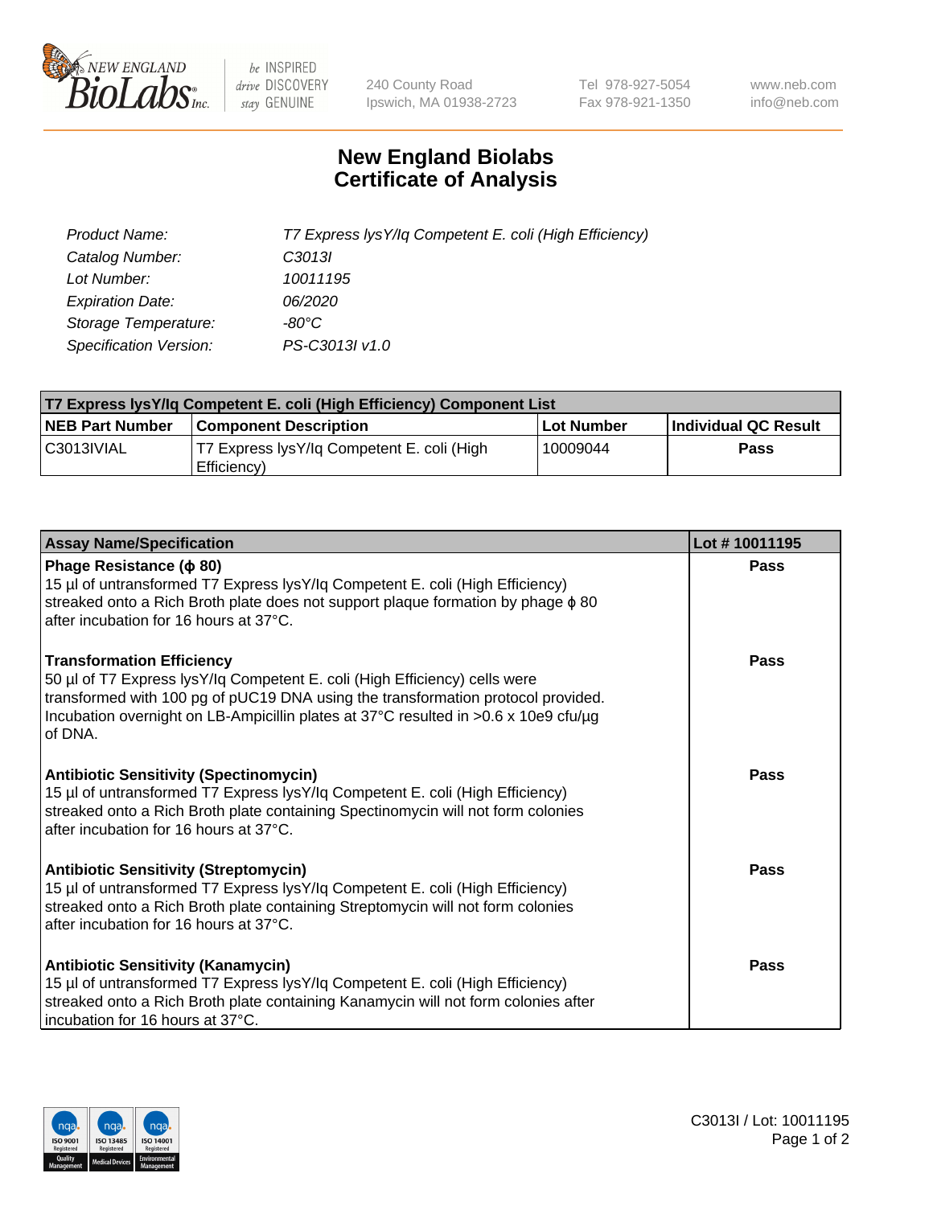# New England Biolabs Certificate of Analysis

| | |
|---|---|
| *Product Name:* | *T7 Express lysY/Iq Competent E. coli (High Efficiency)* |
| *Catalog Number:* | *C3013I* |
| *Lot Number:* | *10011195* |
| *Expiration Date:* | *06/2020* |
| *Storage Temperature:* | *-80°C* |
| *Specification Version:* | *PS-C3013I v1.0* |

| T7 Express lysY/Iq Competent E. coli (High Efficiency) Component List | | | |
|---|---|---|---|
| **NEB Part Number** | **Component Description** | **Lot Number** | **Individual QC Result** |
| C3013IVIAL | T7 Express lysY/Iq Competent E. coli (High Efficiency) | 10009044 | **Pass** |

| Assay Name/Specification | Lot # 10011195 |
|---|---|
| **Phage Resistance (ϕ 80)**<br>15 µl of untransformed T7 Express lysY/Iq Competent E. coli (High Efficiency) streaked onto a Rich Broth plate does not support plaque formation by phage ϕ 80 after incubation for 16 hours at 37°C. | **Pass** |
| **Transformation Efficiency**<br>50 µl of T7 Express lysY/Iq Competent E. coli (High Efficiency) cells were transformed with 100 pg of pUC19 DNA using the transformation protocol provided. Incubation overnight on LB-Ampicillin plates at 37°C resulted in >0.6 x 10e9 cfu/µg of DNA. | **Pass** |
| **Antibiotic Sensitivity (Spectinomycin)**<br>15 µl of untransformed T7 Express lysY/Iq Competent E. coli (High Efficiency) streaked onto a Rich Broth plate containing Spectinomycin will not form colonies after incubation for 16 hours at 37°C. | **Pass** |
| **Antibiotic Sensitivity (Streptomycin)**<br>15 µl of untransformed T7 Express lysY/Iq Competent E. coli (High Efficiency) streaked onto a Rich Broth plate containing Streptomycin will not form colonies after incubation for 16 hours at 37°C. | **Pass** |
| **Antibiotic Sensitivity (Kanamycin)**<br>15 µl of untransformed T7 Express lysY/Iq Competent E. coli (High Efficiency) streaked onto a Rich Broth plate containing Kanamycin will not form colonies after incubation for 16 hours at 37°C. | **Pass** |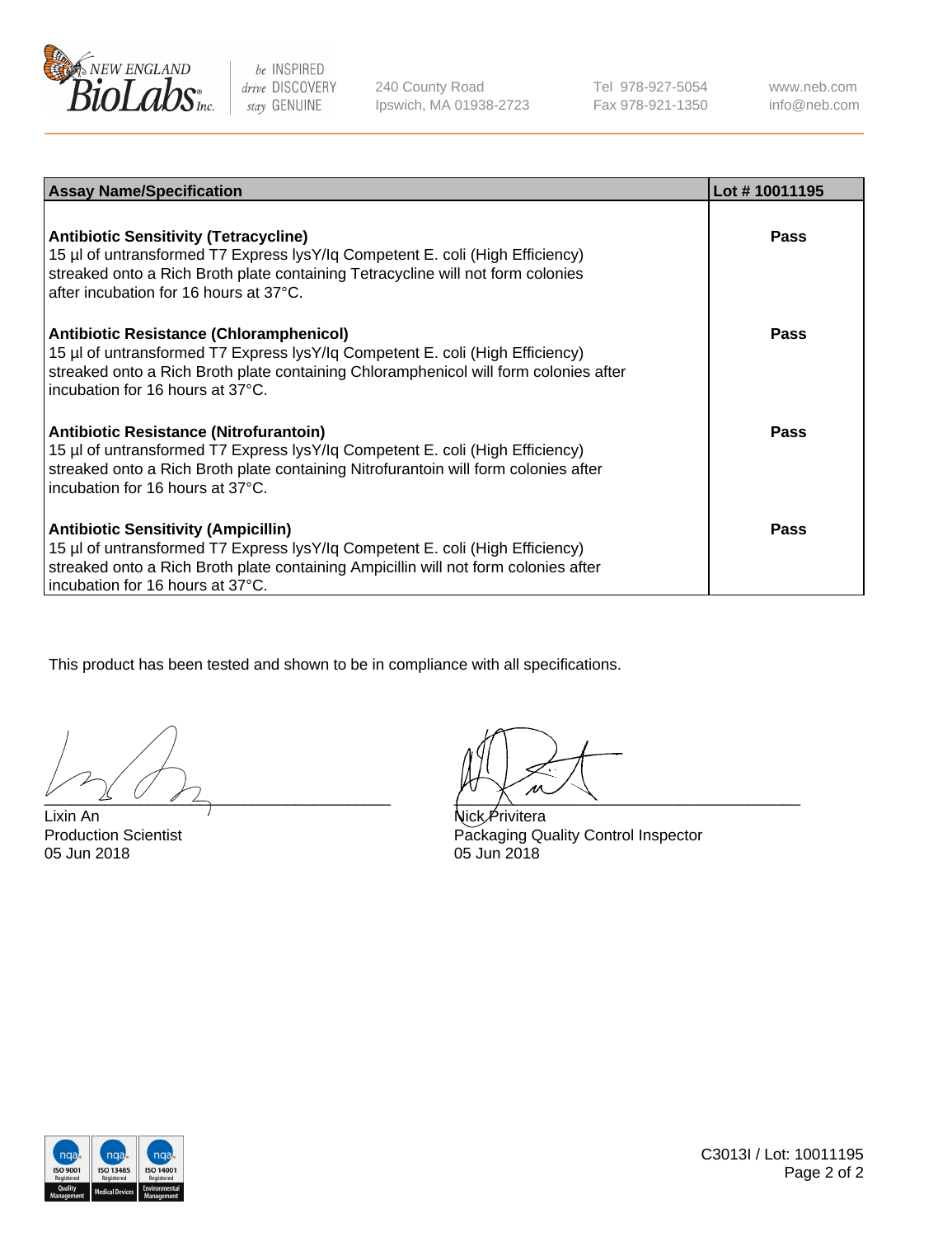| Assay Name/Specification | Lot # 10011195 |
| --- | --- |
| **Antibiotic Sensitivity (Tetracycline)**<br>15 µl of untransformed T7 Express lysY/Iq Competent E. coli (High Efficiency) streaked onto a Rich Broth plate containing Tetracycline will not form colonies after incubation for 16 hours at 37°C. | **Pass** |
| **Antibiotic Resistance (Chloramphenicol)**<br>15 µl of untransformed T7 Express lysY/Iq Competent E. coli (High Efficiency) streaked onto a Rich Broth plate containing Chloramphenicol will form colonies after incubation for 16 hours at 37°C. | **Pass** |
| **Antibiotic Resistance (Nitrofurantoin)**<br>15 µl of untransformed T7 Express lysY/Iq Competent E. coli (High Efficiency) streaked onto a Rich Broth plate containing Nitrofurantoin will form colonies after incubation for 16 hours at 37°C. | **Pass** |
| **Antibiotic Sensitivity (Ampicillin)**<br>15 µl of untransformed T7 Express lysY/Iq Competent E. coli (High Efficiency) streaked onto a Rich Broth plate containing Ampicillin will not form colonies after incubation for 16 hours at 37°C. | **Pass** |

This product has been tested and shown to be in compliance with all specifications.

Lixin An
Production Scientist
05 Jun 2018

Nick Privitera
Packaging Quality Control Inspector
05 Jun 2018

C3013I / Lot: 10011195